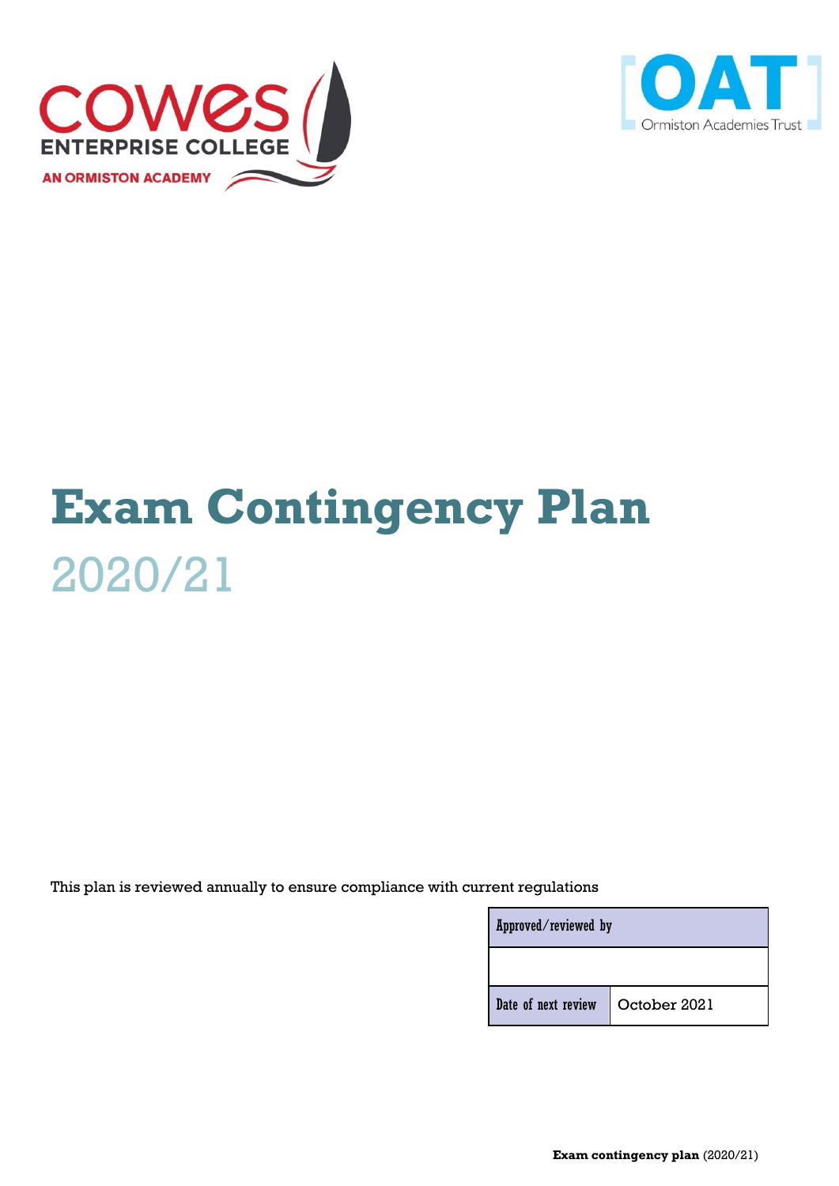COWES ENTERPRISE COLLEGE

AN ORMISTON ACADEMY

OAT Ormiston Academies Trust

# Exam Contingency Plan

## 2020/21

This plan is reviewed annually to ensure compliance with current regulations

| Approved/reviewed by | |
|---|---|
| | |
| Date of next review | October 2021 |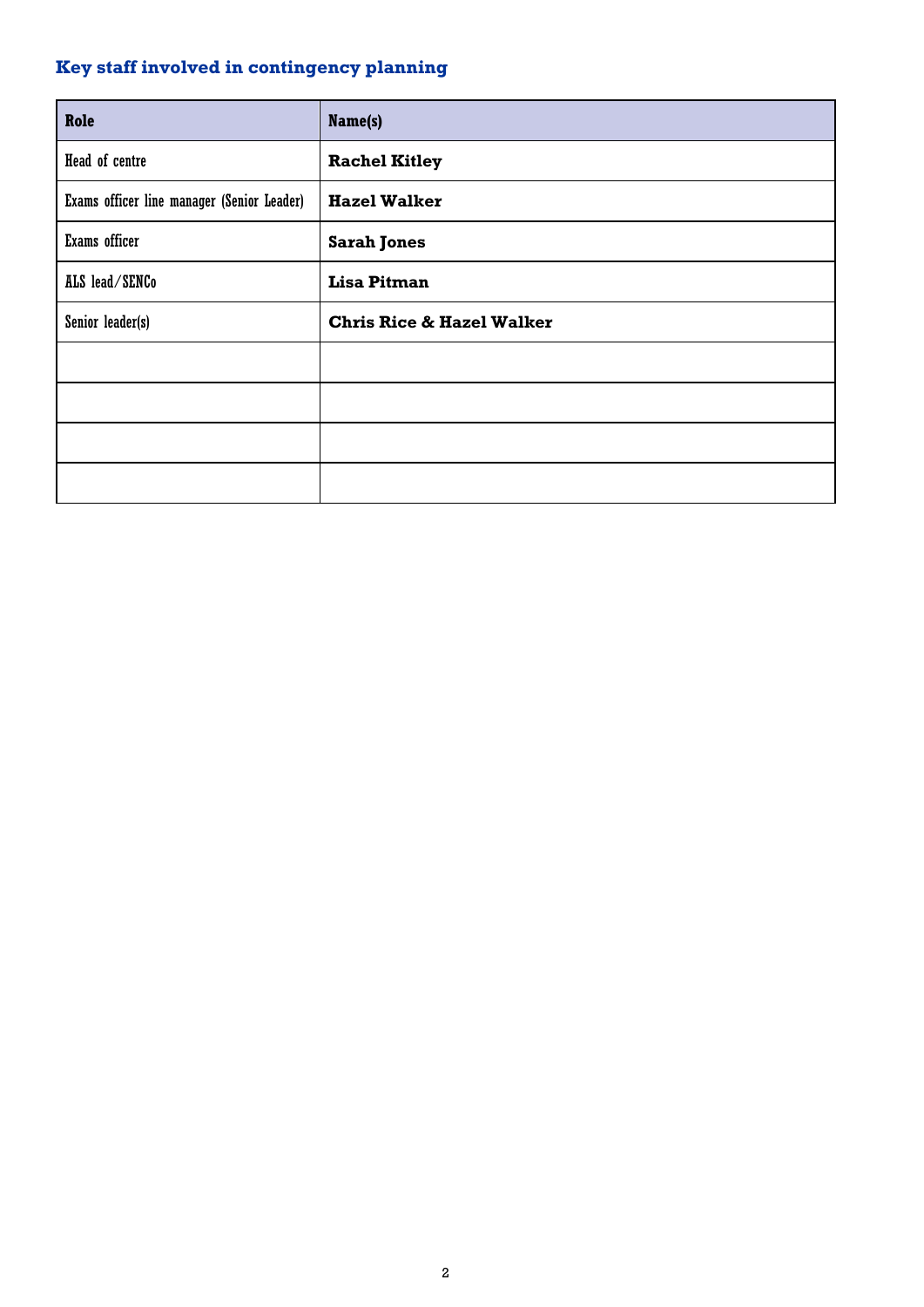## Key staff involved in contingency planning

| Role | Name(s) |
|---|---|
| Head of centre | **Rachel Kitley** |
| Exams officer line manager (Senior Leader) | **Hazel Walker** |
| Exams officer | **Sarah Jones** |
| ALS lead/SENCo | **Lisa Pitman** |
| Senior leader(s) | **Chris Rice & Hazel Walker** |
| | |
| | |
| | |
| | |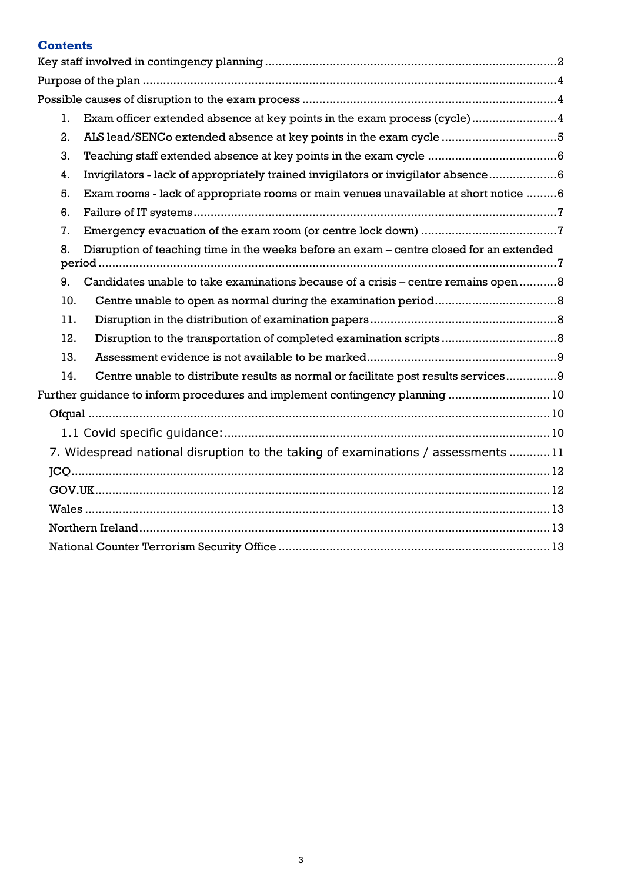## Contents

Key staff involved in contingency planning ..... 2

Purpose of the plan ..... 4

Possible causes of disruption to the exam process ..... 4

1. Exam officer extended absence at key points in the exam process (cycle) ..... 4
2. ALS lead/SENCo extended absence at key points in the exam cycle ..... 5
3. Teaching staff extended absence at key points in the exam cycle ..... 6
4. Invigilators - lack of appropriately trained invigilators or invigilator absence ..... 6
5. Exam rooms - lack of appropriate rooms or main venues unavailable at short notice ..... 6
6. Failure of IT systems ..... 7
7. Emergency evacuation of the exam room (or centre lock down) ..... 7
8. Disruption of teaching time in the weeks before an exam – centre closed for an extended period ..... 7
9. Candidates unable to take examinations because of a crisis – centre remains open ..... 8
10. Centre unable to open as normal during the examination period ..... 8
11. Disruption in the distribution of examination papers ..... 8
12. Disruption to the transportation of completed examination scripts ..... 8
13. Assessment evidence is not available to be marked ..... 9
14. Centre unable to distribute results as normal or facilitate post results services ..... 9

Further guidance to inform procedures and implement contingency planning ..... 10

- Ofqual ..... 10
  - 1.1 Covid specific guidance: ..... 10
  - 7. Widespread national disruption to the taking of examinations / assessments ..... 11
- JCQ ..... 12
- GOV.UK ..... 12
- Wales ..... 13
- Northern Ireland ..... 13
- National Counter Terrorism Security Office ..... 13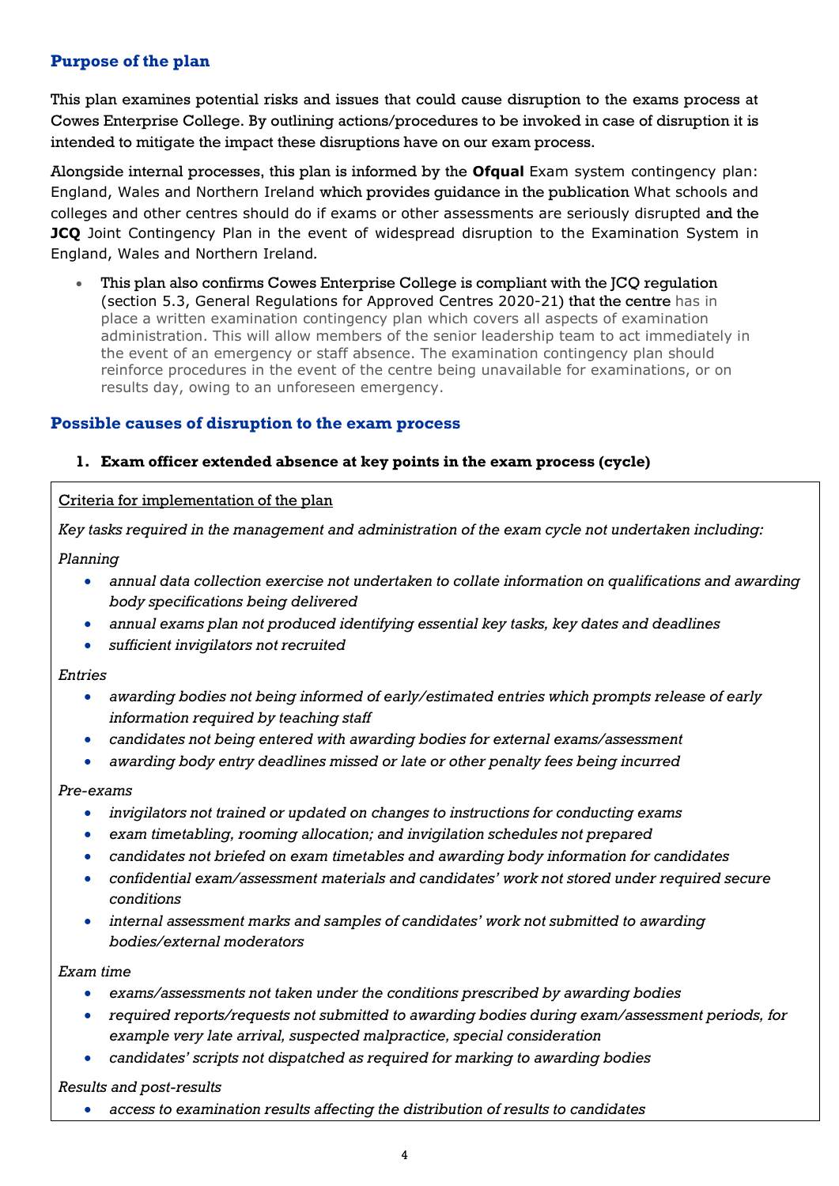## Purpose of the plan

This plan examines potential risks and issues that could cause disruption to the exams process at Cowes Enterprise College. By outlining actions/procedures to be invoked in case of disruption it is intended to mitigate the impact these disruptions have on our exam process.

Alongside internal processes, this plan is informed by the **Ofqual** Exam system contingency plan: England, Wales and Northern Ireland which provides guidance in the publication What schools and colleges and other centres should do if exams or other assessments are seriously disrupted and the **JCQ** Joint Contingency Plan in the event of widespread disruption to the Examination System in England, Wales and Northern Ireland.

- This plan also confirms Cowes Enterprise College is compliant with the JCQ regulation (section 5.3, General Regulations for Approved Centres 2020-21) that the centre has in place a written examination contingency plan which covers all aspects of examination administration. This will allow members of the senior leadership team to act immediately in the event of an emergency or staff absence. The examination contingency plan should reinforce procedures in the event of the centre being unavailable for examinations, or on results day, owing to an unforeseen emergency.

## Possible causes of disruption to the exam process

### 1. Exam officer extended absence at key points in the exam process (cycle)

Criteria for implementation of the plan

*Key tasks required in the management and administration of the exam cycle not undertaken including:*

*Planning*

- *annual data collection exercise not undertaken to collate information on qualifications and awarding body specifications being delivered*
- *annual exams plan not produced identifying essential key tasks, key dates and deadlines*
- *sufficient invigilators not recruited*

*Entries*

- *awarding bodies not being informed of early/estimated entries which prompts release of early information required by teaching staff*
- *candidates not being entered with awarding bodies for external exams/assessment*
- *awarding body entry deadlines missed or late or other penalty fees being incurred*

*Pre-exams*

- *invigilators not trained or updated on changes to instructions for conducting exams*
- *exam timetabling, rooming allocation; and invigilation schedules not prepared*
- *candidates not briefed on exam timetables and awarding body information for candidates*
- *confidential exam/assessment materials and candidates' work not stored under required secure conditions*
- *internal assessment marks and samples of candidates' work not submitted to awarding bodies/external moderators*

*Exam time*

- *exams/assessments not taken under the conditions prescribed by awarding bodies*
- *required reports/requests not submitted to awarding bodies during exam/assessment periods, for example very late arrival, suspected malpractice, special consideration*
- *candidates' scripts not dispatched as required for marking to awarding bodies*

*Results and post-results*

- *access to examination results affecting the distribution of results to candidates*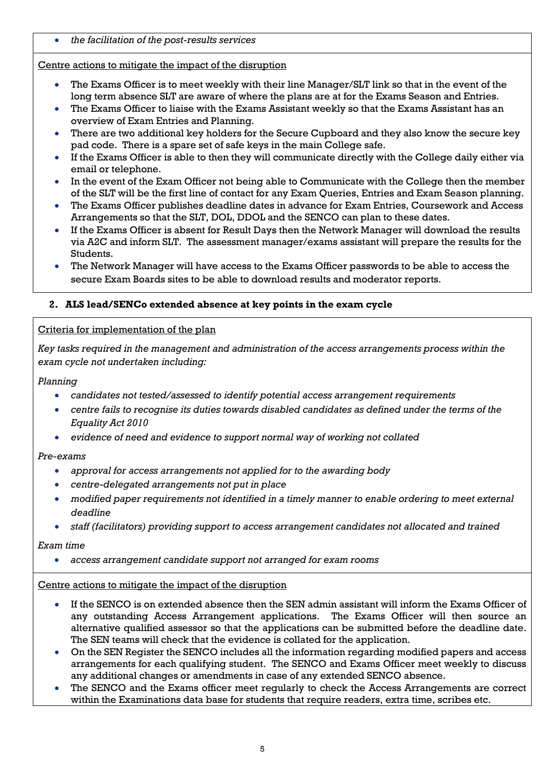- *the facilitation of the post-results services*

Centre actions to mitigate the impact of the disruption

- The Exams Officer is to meet weekly with their line Manager/SLT link so that in the event of the long term absence SLT are aware of where the plans are at for the Exams Season and Entries.
- The Exams Officer to liaise with the Exams Assistant weekly so that the Exams Assistant has an overview of Exam Entries and Planning.
- There are two additional key holders for the Secure Cupboard and they also know the secure key pad code. There is a spare set of safe keys in the main College safe.
- If the Exams Officer is able to then they will communicate directly with the College daily either via email or telephone.
- In the event of the Exam Officer not being able to Communicate with the College then the member of the SLT will be the first line of contact for any Exam Queries, Entries and Exam Season planning.
- The Exams Officer publishes deadline dates in advance for Exam Entries, Coursework and Access Arrangements so that the SLT, DOL, DDOL and the SENCO can plan to these dates.
- If the Exams Officer is absent for Result Days then the Network Manager will download the results via A2C and inform SLT. The assessment manager/exams assistant will prepare the results for the Students.
- The Network Manager will have access to the Exams Officer passwords to be able to access the secure Exam Boards sites to be able to download results and moderator reports.

### 2. ALS lead/SENCo extended absence at key points in the exam cycle

Criteria for implementation of the plan

*Key tasks required in the management and administration of the access arrangements process within the exam cycle not undertaken including:*

*Planning*

- *candidates not tested/assessed to identify potential access arrangement requirements*
- *centre fails to recognise its duties towards disabled candidates as defined under the terms of the Equality Act 2010*
- *evidence of need and evidence to support normal way of working not collated*

*Pre-exams*

- *approval for access arrangements not applied for to the awarding body*
- *centre-delegated arrangements not put in place*
- *modified paper requirements not identified in a timely manner to enable ordering to meet external deadline*
- *staff (facilitators) providing support to access arrangement candidates not allocated and trained*

*Exam time*

- *access arrangement candidate support not arranged for exam rooms*

Centre actions to mitigate the impact of the disruption

- If the SENCO is on extended absence then the SEN admin assistant will inform the Exams Officer of any outstanding Access Arrangement applications. The Exams Officer will then source an alternative qualified assessor so that the applications can be submitted before the deadline date. The SEN teams will check that the evidence is collated for the application.
- On the SEN Register the SENCO includes all the information regarding modified papers and access arrangements for each qualifying student. The SENCO and Exams Officer meet weekly to discuss any additional changes or amendments in case of any extended SENCO absence.
- The SENCO and the Exams officer meet regularly to check the Access Arrangements are correct within the Examinations data base for students that require readers, extra time, scribes etc.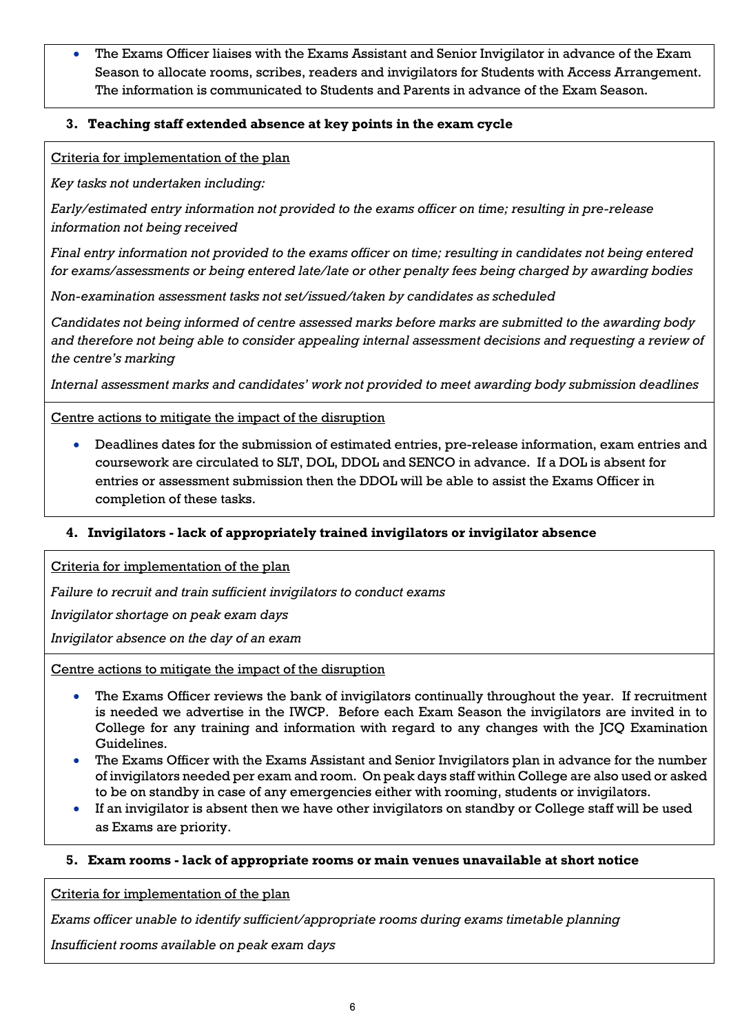- The Exams Officer liaises with the Exams Assistant and Senior Invigilator in advance of the Exam Season to allocate rooms, scribes, readers and invigilators for Students with Access Arrangement. The information is communicated to Students and Parents in advance of the Exam Season.

### 3. Teaching staff extended absence at key points in the exam cycle

Criteria for implementation of the plan

*Key tasks not undertaken including:*

*Early/estimated entry information not provided to the exams officer on time; resulting in pre-release information not being received*

*Final entry information not provided to the exams officer on time; resulting in candidates not being entered for exams/assessments or being entered late/late or other penalty fees being charged by awarding bodies*

*Non-examination assessment tasks not set/issued/taken by candidates as scheduled*

*Candidates not being informed of centre assessed marks before marks are submitted to the awarding body and therefore not being able to consider appealing internal assessment decisions and requesting a review of the centre's marking*

*Internal assessment marks and candidates' work not provided to meet awarding body submission deadlines*

Centre actions to mitigate the impact of the disruption

- Deadlines dates for the submission of estimated entries, pre-release information, exam entries and coursework are circulated to SLT, DOL, DDOL and SENCO in advance. If a DOL is absent for entries or assessment submission then the DDOL will be able to assist the Exams Officer in completion of these tasks.

### 4. Invigilators - lack of appropriately trained invigilators or invigilator absence

Criteria for implementation of the plan

*Failure to recruit and train sufficient invigilators to conduct exams*

*Invigilator shortage on peak exam days*

*Invigilator absence on the day of an exam*

Centre actions to mitigate the impact of the disruption

- The Exams Officer reviews the bank of invigilators continually throughout the year. If recruitment is needed we advertise in the IWCP. Before each Exam Season the invigilators are invited in to College for any training and information with regard to any changes with the JCQ Examination Guidelines.
- The Exams Officer with the Exams Assistant and Senior Invigilators plan in advance for the number of invigilators needed per exam and room. On peak days staff within College are also used or asked to be on standby in case of any emergencies either with rooming, students or invigilators.
- If an invigilator is absent then we have other invigilators on standby or College staff will be used as Exams are priority.

### 5. Exam rooms - lack of appropriate rooms or main venues unavailable at short notice

Criteria for implementation of the plan

*Exams officer unable to identify sufficient/appropriate rooms during exams timetable planning*

*Insufficient rooms available on peak exam days*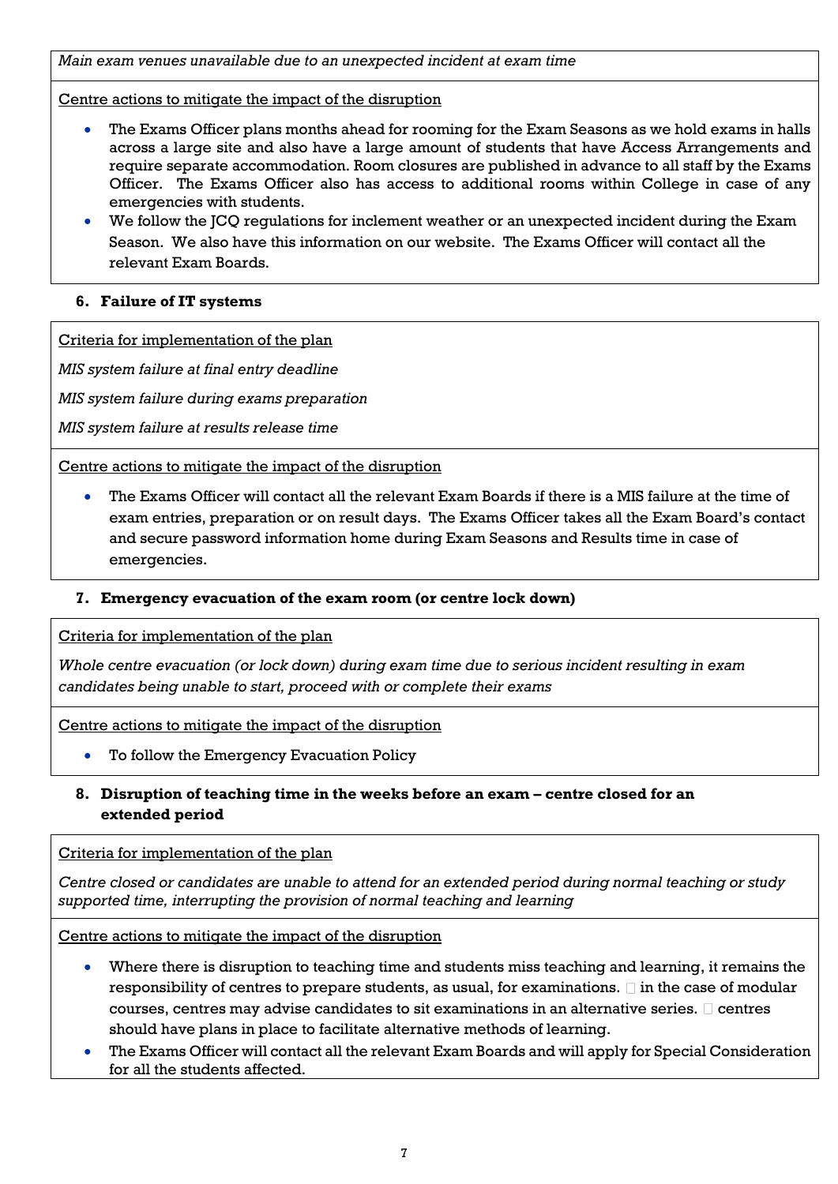*Main exam venues unavailable due to an unexpected incident at exam time*

Centre actions to mitigate the impact of the disruption

- The Exams Officer plans months ahead for rooming for the Exam Seasons as we hold exams in halls across a large site and also have a large amount of students that have Access Arrangements and require separate accommodation. Room closures are published in advance to all staff by the Exams Officer. The Exams Officer also has access to additional rooms within College in case of any emergencies with students.
- We follow the JCQ regulations for inclement weather or an unexpected incident during the Exam Season. We also have this information on our website. The Exams Officer will contact all the relevant Exam Boards.

### 6. Failure of IT systems

Criteria for implementation of the plan

*MIS system failure at final entry deadline*

*MIS system failure during exams preparation*

*MIS system failure at results release time*

Centre actions to mitigate the impact of the disruption

- The Exams Officer will contact all the relevant Exam Boards if there is a MIS failure at the time of exam entries, preparation or on result days. The Exams Officer takes all the Exam Board's contact and secure password information home during Exam Seasons and Results time in case of emergencies.

### 7. Emergency evacuation of the exam room (or centre lock down)

Criteria for implementation of the plan

*Whole centre evacuation (or lock down) during exam time due to serious incident resulting in exam candidates being unable to start, proceed with or complete their exams*

Centre actions to mitigate the impact of the disruption

- To follow the Emergency Evacuation Policy

### 8. Disruption of teaching time in the weeks before an exam – centre closed for an extended period

Criteria for implementation of the plan

*Centre closed or candidates are unable to attend for an extended period during normal teaching or study supported time, interrupting the provision of normal teaching and learning*

Centre actions to mitigate the impact of the disruption

- Where there is disruption to teaching time and students miss teaching and learning, it remains the responsibility of centres to prepare students, as usual, for examinations.  in the case of modular courses, centres may advise candidates to sit examinations in an alternative series.  centres should have plans in place to facilitate alternative methods of learning.
- The Exams Officer will contact all the relevant Exam Boards and will apply for Special Consideration for all the students affected.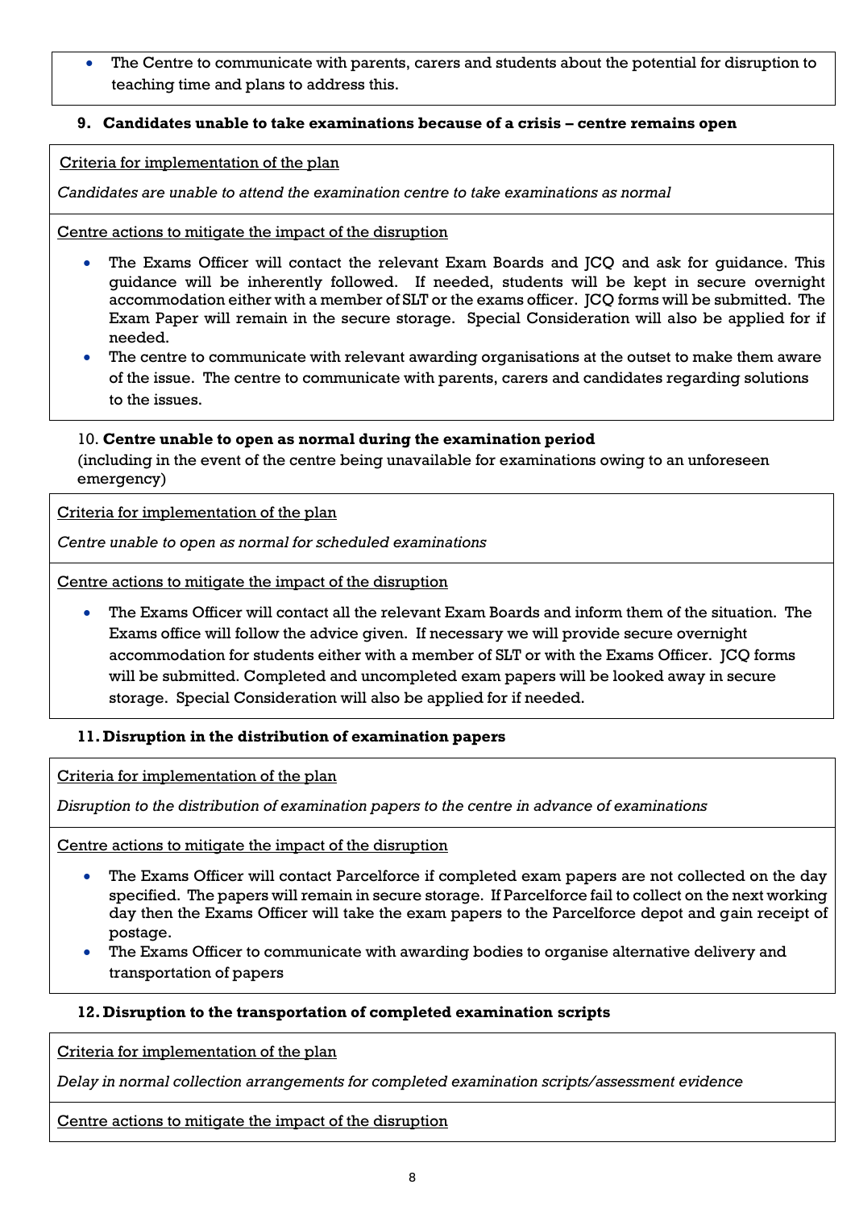- The Centre to communicate with parents, carers and students about the potential for disruption to teaching time and plans to address this.

### 9. Candidates unable to take examinations because of a crisis – centre remains open

Criteria for implementation of the plan

*Candidates are unable to attend the examination centre to take examinations as normal*

Centre actions to mitigate the impact of the disruption

- The Exams Officer will contact the relevant Exam Boards and JCQ and ask for guidance. This guidance will be inherently followed. If needed, students will be kept in secure overnight accommodation either with a member of SLT or the exams officer. JCQ forms will be submitted. The Exam Paper will remain in the secure storage. Special Consideration will also be applied for if needed.
- The centre to communicate with relevant awarding organisations at the outset to make them aware of the issue. The centre to communicate with parents, carers and candidates regarding solutions to the issues.

### 10. Centre unable to open as normal during the examination period

(including in the event of the centre being unavailable for examinations owing to an unforeseen emergency)

Criteria for implementation of the plan

*Centre unable to open as normal for scheduled examinations*

Centre actions to mitigate the impact of the disruption

- The Exams Officer will contact all the relevant Exam Boards and inform them of the situation. The Exams office will follow the advice given. If necessary we will provide secure overnight accommodation for students either with a member of SLT or with the Exams Officer. JCQ forms will be submitted. Completed and uncompleted exam papers will be looked away in secure storage. Special Consideration will also be applied for if needed.

### 11. Disruption in the distribution of examination papers

Criteria for implementation of the plan

*Disruption to the distribution of examination papers to the centre in advance of examinations*

Centre actions to mitigate the impact of the disruption

- The Exams Officer will contact Parcelforce if completed exam papers are not collected on the day specified. The papers will remain in secure storage. If Parcelforce fail to collect on the next working day then the Exams Officer will take the exam papers to the Parcelforce depot and gain receipt of postage.
- The Exams Officer to communicate with awarding bodies to organise alternative delivery and transportation of papers

### 12. Disruption to the transportation of completed examination scripts

Criteria for implementation of the plan

*Delay in normal collection arrangements for completed examination scripts/assessment evidence*

Centre actions to mitigate the impact of the disruption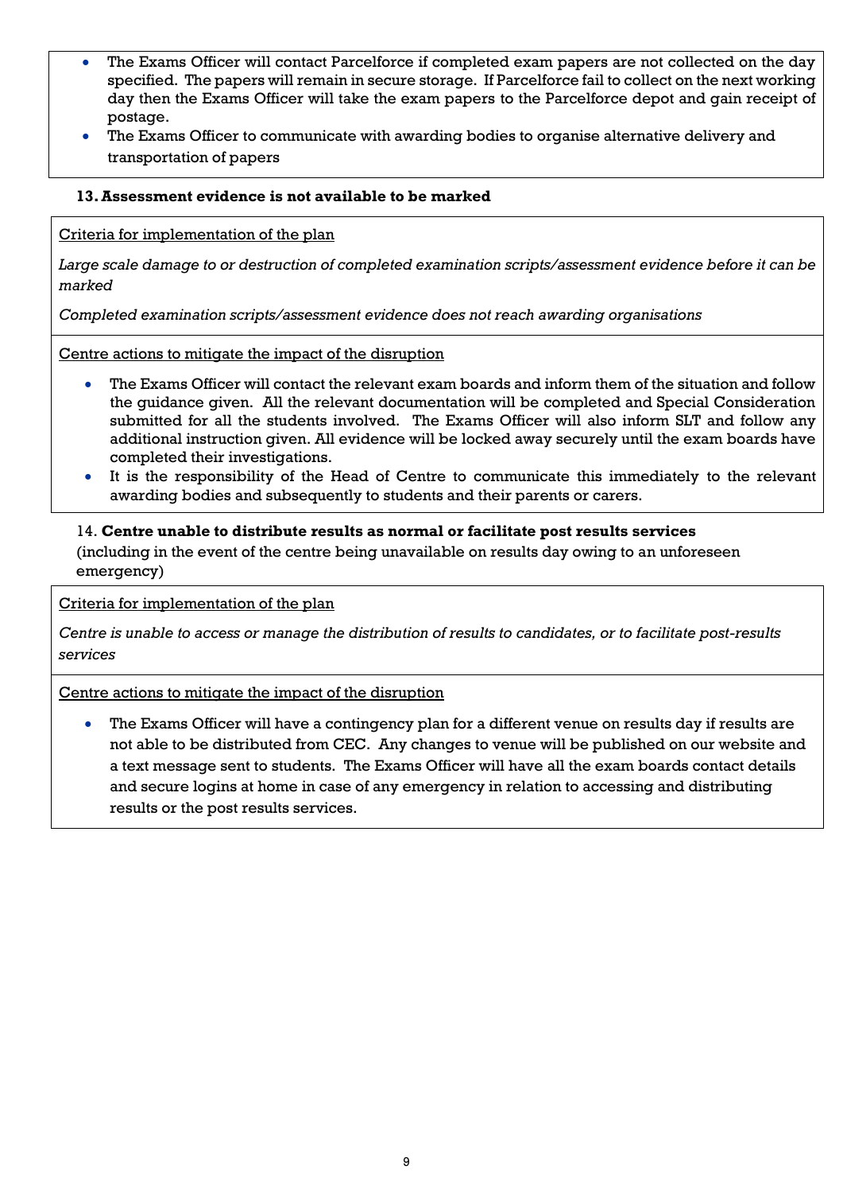- The Exams Officer will contact Parcelforce if completed exam papers are not collected on the day specified. The papers will remain in secure storage. If Parcelforce fail to collect on the next working day then the Exams Officer will take the exam papers to the Parcelforce depot and gain receipt of postage.
- The Exams Officer to communicate with awarding bodies to organise alternative delivery and transportation of papers

### 13. Assessment evidence is not available to be marked

Criteria for implementation of the plan

*Large scale damage to or destruction of completed examination scripts/assessment evidence before it can be marked*

*Completed examination scripts/assessment evidence does not reach awarding organisations*

Centre actions to mitigate the impact of the disruption

- The Exams Officer will contact the relevant exam boards and inform them of the situation and follow the guidance given. All the relevant documentation will be completed and Special Consideration submitted for all the students involved. The Exams Officer will also inform SLT and follow any additional instruction given. All evidence will be locked away securely until the exam boards have completed their investigations.
- It is the responsibility of the Head of Centre to communicate this immediately to the relevant awarding bodies and subsequently to students and their parents or carers.

### 14. Centre unable to distribute results as normal or facilitate post results services

(including in the event of the centre being unavailable on results day owing to an unforeseen emergency)

Criteria for implementation of the plan

*Centre is unable to access or manage the distribution of results to candidates, or to facilitate post-results services*

Centre actions to mitigate the impact of the disruption

- The Exams Officer will have a contingency plan for a different venue on results day if results are not able to be distributed from CEC. Any changes to venue will be published on our website and a text message sent to students. The Exams Officer will have all the exam boards contact details and secure logins at home in case of any emergency in relation to accessing and distributing results or the post results services.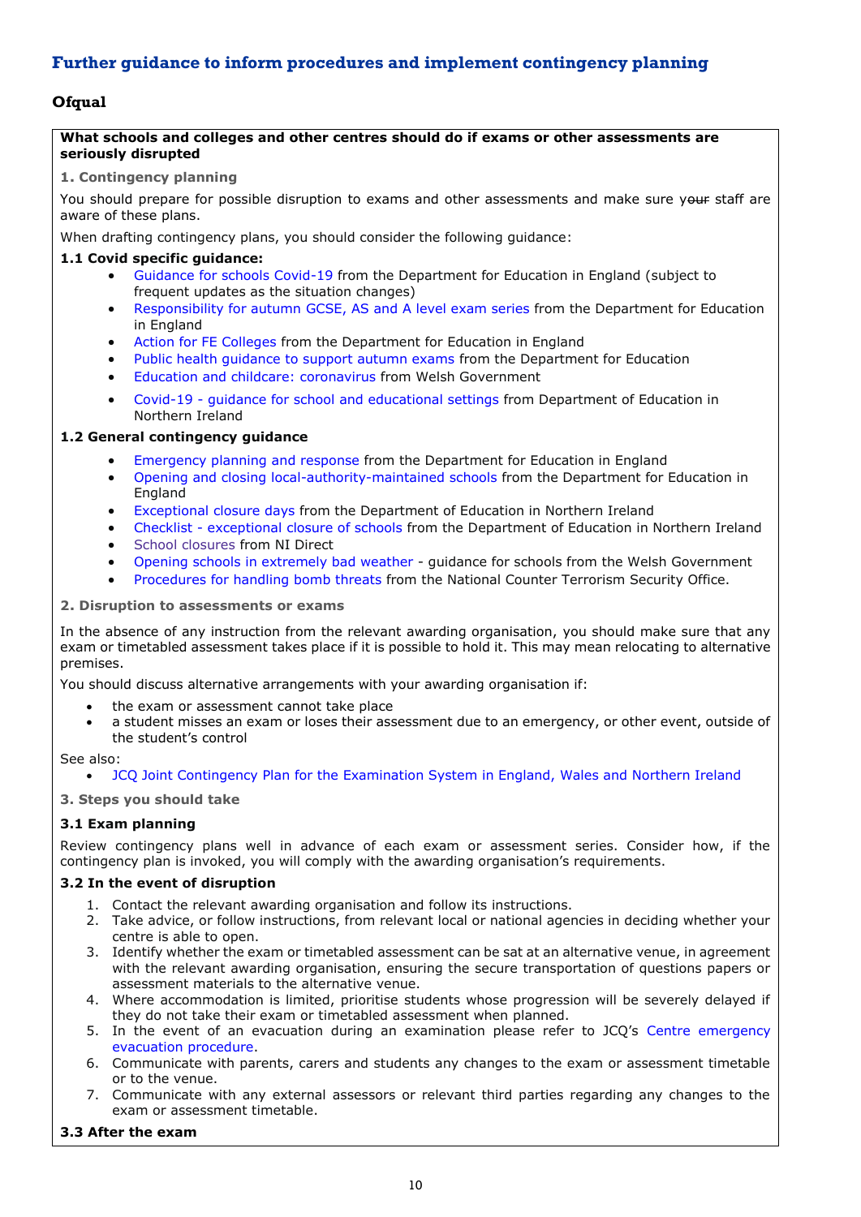## Further guidance to inform procedures and implement contingency planning

### Ofqual

**What schools and colleges and other centres should do if exams or other assessments are seriously disrupted**

**1. Contingency planning**

You should prepare for possible disruption to exams and other assessments and make sure ~~your~~ staff are aware of these plans.

When drafting contingency plans, you should consider the following guidance:

**1.1 Covid specific guidance:**

- Guidance for schools Covid-19 from the Department for Education in England (subject to frequent updates as the situation changes)
- Responsibility for autumn GCSE, AS and A level exam series from the Department for Education in England
- Action for FE Colleges from the Department for Education in England
- Public health guidance to support autumn exams from the Department for Education
- Education and childcare: coronavirus from Welsh Government
- Covid-19 - guidance for school and educational settings from Department of Education in Northern Ireland

**1.2 General contingency guidance**

- Emergency planning and response from the Department for Education in England
- Opening and closing local-authority-maintained schools from the Department for Education in England
- Exceptional closure days from the Department of Education in Northern Ireland
- Checklist - exceptional closure of schools from the Department of Education in Northern Ireland
- School closures from NI Direct
- Opening schools in extremely bad weather - guidance for schools from the Welsh Government
- Procedures for handling bomb threats from the National Counter Terrorism Security Office.

**2. Disruption to assessments or exams**

In the absence of any instruction from the relevant awarding organisation, you should make sure that any exam or timetabled assessment takes place if it is possible to hold it. This may mean relocating to alternative premises.

You should discuss alternative arrangements with your awarding organisation if:

- the exam or assessment cannot take place
- a student misses an exam or loses their assessment due to an emergency, or other event, outside of the student's control

See also:

- JCQ Joint Contingency Plan for the Examination System in England, Wales and Northern Ireland

**3. Steps you should take**

**3.1 Exam planning**

Review contingency plans well in advance of each exam or assessment series. Consider how, if the contingency plan is invoked, you will comply with the awarding organisation's requirements.

**3.2 In the event of disruption**

1. Contact the relevant awarding organisation and follow its instructions.
2. Take advice, or follow instructions, from relevant local or national agencies in deciding whether your centre is able to open.
3. Identify whether the exam or timetabled assessment can be sat at an alternative venue, in agreement with the relevant awarding organisation, ensuring the secure transportation of questions papers or assessment materials to the alternative venue.
4. Where accommodation is limited, prioritise students whose progression will be severely delayed if they do not take their exam or timetabled assessment when planned.
5. In the event of an evacuation during an examination please refer to JCQ's Centre emergency evacuation procedure.
6. Communicate with parents, carers and students any changes to the exam or assessment timetable or to the venue.
7. Communicate with any external assessors or relevant third parties regarding any changes to the exam or assessment timetable.

**3.3 After the exam**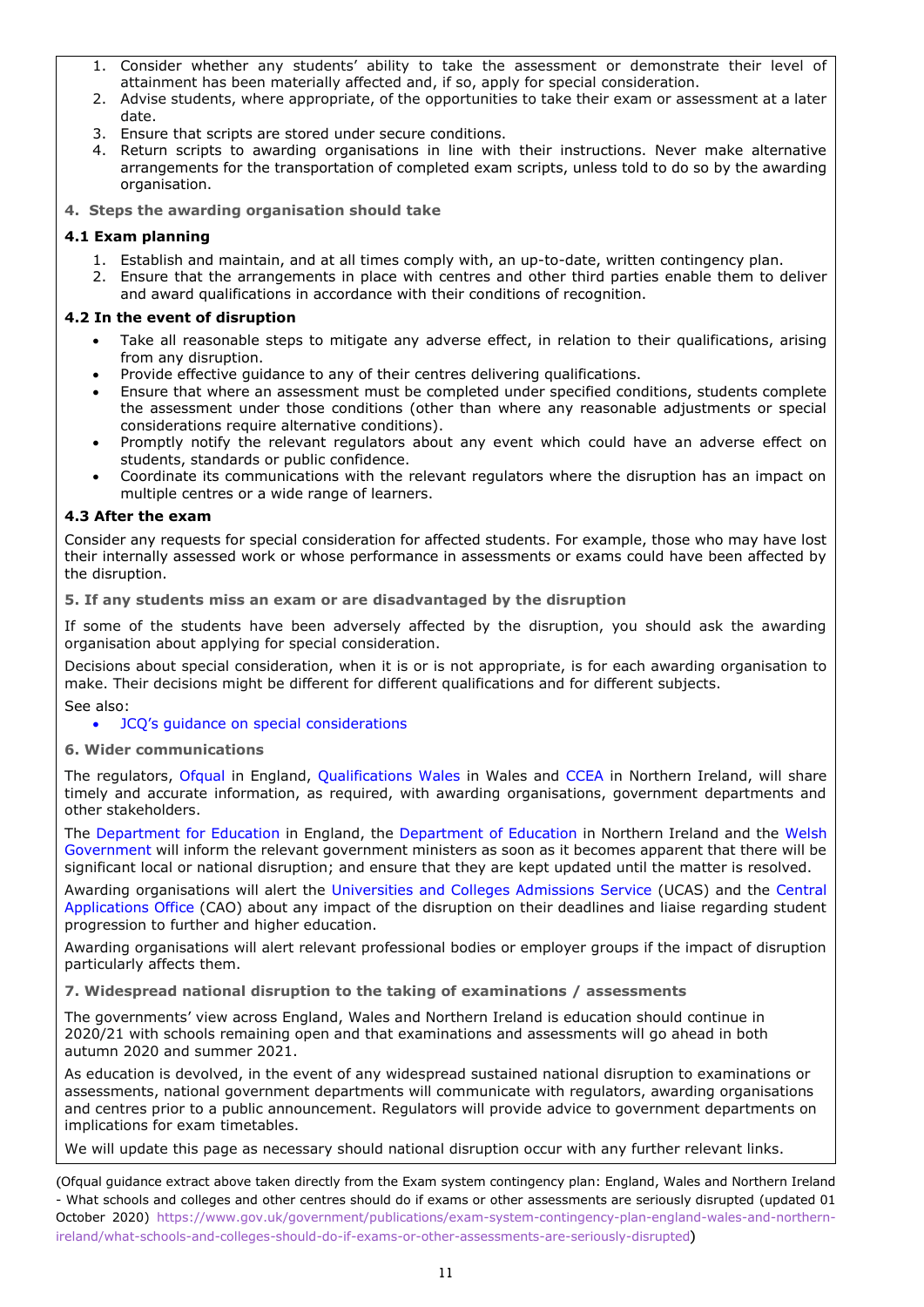1. Consider whether any students' ability to take the assessment or demonstrate their level of attainment has been materially affected and, if so, apply for special consideration.
2. Advise students, where appropriate, of the opportunities to take their exam or assessment at a later date.
3. Ensure that scripts are stored under secure conditions.
4. Return scripts to awarding organisations in line with their instructions. Never make alternative arrangements for the transportation of completed exam scripts, unless told to do so by the awarding organisation.

**4. Steps the awarding organisation should take**

**4.1 Exam planning**

1. Establish and maintain, and at all times comply with, an up-to-date, written contingency plan.
2. Ensure that the arrangements in place with centres and other third parties enable them to deliver and award qualifications in accordance with their conditions of recognition.

**4.2 In the event of disruption**

- Take all reasonable steps to mitigate any adverse effect, in relation to their qualifications, arising from any disruption.
- Provide effective guidance to any of their centres delivering qualifications.
- Ensure that where an assessment must be completed under specified conditions, students complete the assessment under those conditions (other than where any reasonable adjustments or special considerations require alternative conditions).
- Promptly notify the relevant regulators about any event which could have an adverse effect on students, standards or public confidence.
- Coordinate its communications with the relevant regulators where the disruption has an impact on multiple centres or a wide range of learners.

**4.3 After the exam**

Consider any requests for special consideration for affected students. For example, those who may have lost their internally assessed work or whose performance in assessments or exams could have been affected by the disruption.

**5. If any students miss an exam or are disadvantaged by the disruption**

If some of the students have been adversely affected by the disruption, you should ask the awarding organisation about applying for special consideration.

Decisions about special consideration, when it is or is not appropriate, is for each awarding organisation to make. Their decisions might be different for different qualifications and for different subjects.

See also:

- JCQ's guidance on special considerations

**6. Wider communications**

The regulators, Ofqual in England, Qualifications Wales in Wales and CCEA in Northern Ireland, will share timely and accurate information, as required, with awarding organisations, government departments and other stakeholders.

The Department for Education in England, the Department of Education in Northern Ireland and the Welsh Government will inform the relevant government ministers as soon as it becomes apparent that there will be significant local or national disruption; and ensure that they are kept updated until the matter is resolved.

Awarding organisations will alert the Universities and Colleges Admissions Service (UCAS) and the Central Applications Office (CAO) about any impact of the disruption on their deadlines and liaise regarding student progression to further and higher education.

Awarding organisations will alert relevant professional bodies or employer groups if the impact of disruption particularly affects them.

**7. Widespread national disruption to the taking of examinations / assessments**

The governments' view across England, Wales and Northern Ireland is education should continue in 2020/21 with schools remaining open and that examinations and assessments will go ahead in both autumn 2020 and summer 2021.

As education is devolved, in the event of any widespread sustained national disruption to examinations or assessments, national government departments will communicate with regulators, awarding organisations and centres prior to a public announcement. Regulators will provide advice to government departments on implications for exam timetables.

We will update this page as necessary should national disruption occur with any further relevant links.

(Ofqual guidance extract above taken directly from the Exam system contingency plan: England, Wales and Northern Ireland - What schools and colleges and other centres should do if exams or other assessments are seriously disrupted (updated 01 October 2020) https://www.gov.uk/government/publications/exam-system-contingency-plan-england-wales-and-northern-ireland/what-schools-and-colleges-should-do-if-exams-or-other-assessments-are-seriously-disrupted)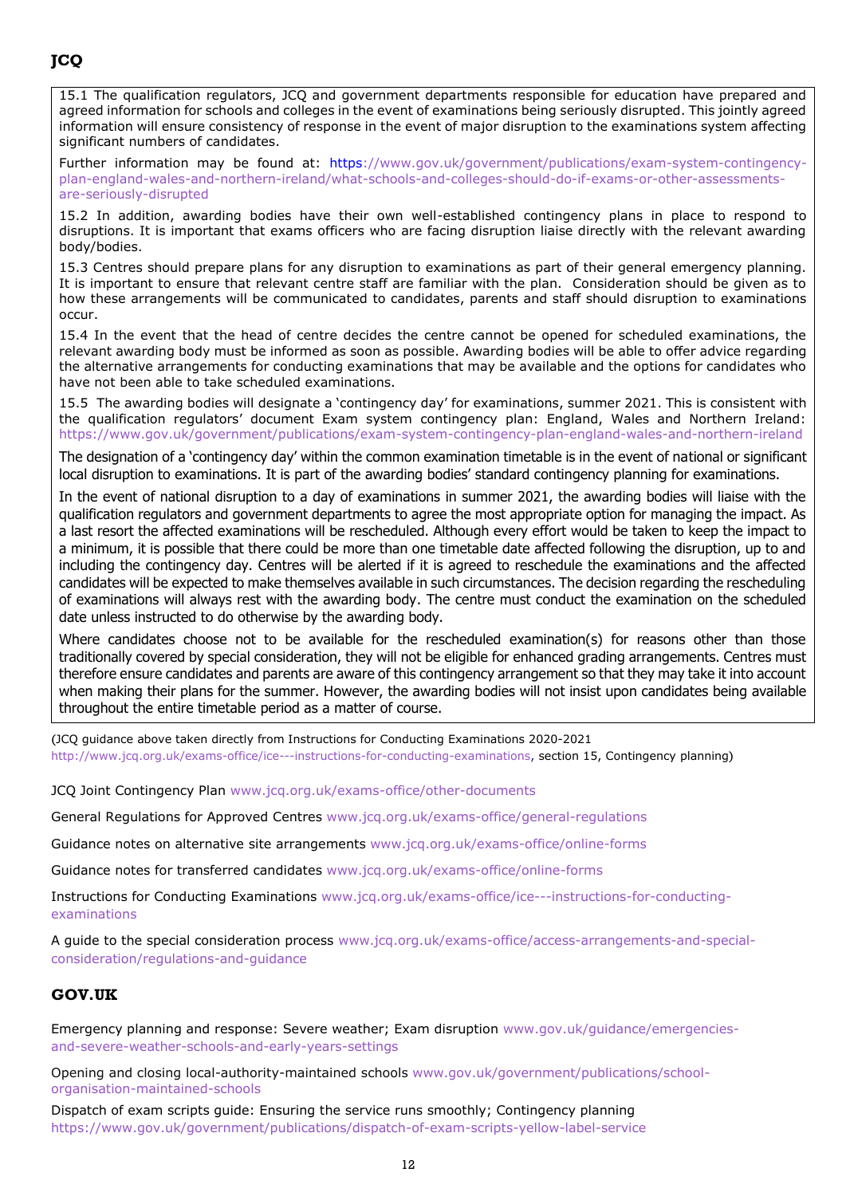## JCQ

15.1 The qualification regulators, JCQ and government departments responsible for education have prepared and agreed information for schools and colleges in the event of examinations being seriously disrupted. This jointly agreed information will ensure consistency of response in the event of major disruption to the examinations system affecting significant numbers of candidates.

Further information may be found at: https://www.gov.uk/government/publications/exam-system-contingency-plan-england-wales-and-northern-ireland/what-schools-and-colleges-should-do-if-exams-or-other-assessments-are-seriously-disrupted

15.2 In addition, awarding bodies have their own well-established contingency plans in place to respond to disruptions. It is important that exams officers who are facing disruption liaise directly with the relevant awarding body/bodies.

15.3 Centres should prepare plans for any disruption to examinations as part of their general emergency planning. It is important to ensure that relevant centre staff are familiar with the plan. Consideration should be given as to how these arrangements will be communicated to candidates, parents and staff should disruption to examinations occur.

15.4 In the event that the head of centre decides the centre cannot be opened for scheduled examinations, the relevant awarding body must be informed as soon as possible. Awarding bodies will be able to offer advice regarding the alternative arrangements for conducting examinations that may be available and the options for candidates who have not been able to take scheduled examinations.

15.5 The awarding bodies will designate a 'contingency day' for examinations, summer 2021. This is consistent with the qualification regulators' document Exam system contingency plan: England, Wales and Northern Ireland: https://www.gov.uk/government/publications/exam-system-contingency-plan-england-wales-and-northern-ireland

The designation of a 'contingency day' within the common examination timetable is in the event of national or significant local disruption to examinations. It is part of the awarding bodies' standard contingency planning for examinations.

In the event of national disruption to a day of examinations in summer 2021, the awarding bodies will liaise with the qualification regulators and government departments to agree the most appropriate option for managing the impact. As a last resort the affected examinations will be rescheduled. Although every effort would be taken to keep the impact to a minimum, it is possible that there could be more than one timetable date affected following the disruption, up to and including the contingency day. Centres will be alerted if it is agreed to reschedule the examinations and the affected candidates will be expected to make themselves available in such circumstances. The decision regarding the rescheduling of examinations will always rest with the awarding body. The centre must conduct the examination on the scheduled date unless instructed to do otherwise by the awarding body.

Where candidates choose not to be available for the rescheduled examination(s) for reasons other than those traditionally covered by special consideration, they will not be eligible for enhanced grading arrangements. Centres must therefore ensure candidates and parents are aware of this contingency arrangement so that they may take it into account when making their plans for the summer. However, the awarding bodies will not insist upon candidates being available throughout the entire timetable period as a matter of course.

(JCQ guidance above taken directly from Instructions for Conducting Examinations 2020-2021 http://www.jcq.org.uk/exams-office/ice---instructions-for-conducting-examinations, section 15, Contingency planning)

JCQ Joint Contingency Plan www.jcq.org.uk/exams-office/other-documents

General Regulations for Approved Centres www.jcq.org.uk/exams-office/general-regulations

Guidance notes on alternative site arrangements www.jcq.org.uk/exams-office/online-forms

Guidance notes for transferred candidates www.jcq.org.uk/exams-office/online-forms

Instructions for Conducting Examinations www.jcq.org.uk/exams-office/ice---instructions-for-conducting-examinations

A guide to the special consideration process www.jcq.org.uk/exams-office/access-arrangements-and-special-consideration/regulations-and-guidance

## GOV.UK

Emergency planning and response: Severe weather; Exam disruption www.gov.uk/guidance/emergencies-and-severe-weather-schools-and-early-years-settings

Opening and closing local-authority-maintained schools www.gov.uk/government/publications/school-organisation-maintained-schools

Dispatch of exam scripts guide: Ensuring the service runs smoothly; Contingency planning https://www.gov.uk/government/publications/dispatch-of-exam-scripts-yellow-label-service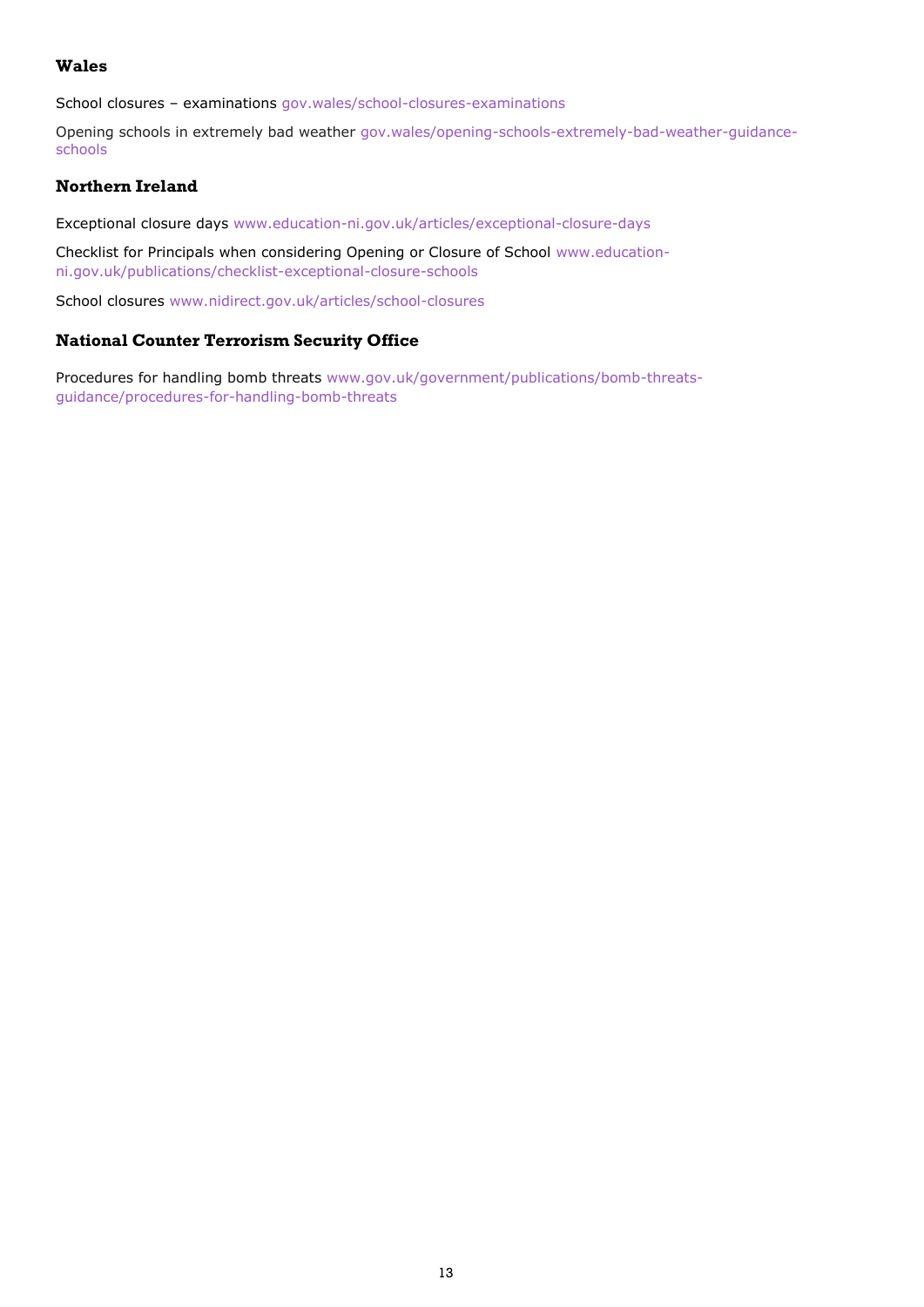### Wales

School closures – examinations gov.wales/school-closures-examinations

Opening schools in extremely bad weather gov.wales/opening-schools-extremely-bad-weather-guidance-schools

### Northern Ireland

Exceptional closure days www.education-ni.gov.uk/articles/exceptional-closure-days

Checklist for Principals when considering Opening or Closure of School www.education-ni.gov.uk/publications/checklist-exceptional-closure-schools

School closures www.nidirect.gov.uk/articles/school-closures

### National Counter Terrorism Security Office

Procedures for handling bomb threats www.gov.uk/government/publications/bomb-threats-guidance/procedures-for-handling-bomb-threats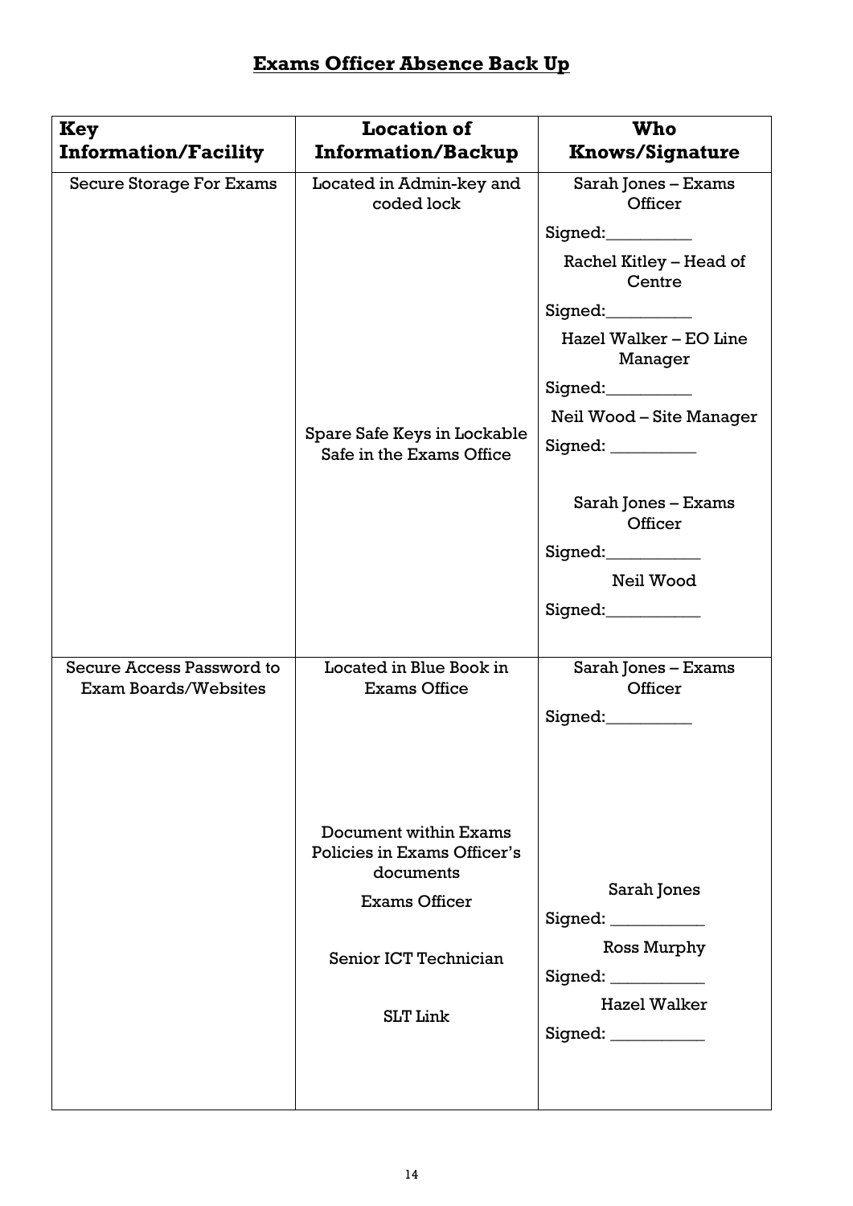# Exams Officer Absence Back Up

| Key Information/Facility | Location of Information/Backup | Who Knows/Signature |
|---|---|---|
| Secure Storage For Exams | Located in Admin-key and coded lock | Sarah Jones – Exams Officer<br>Signed:__________<br>Rachel Kitley – Head of Centre<br>Signed:__________<br>Hazel Walker – EO Line Manager<br>Signed:__________<br>Neil Wood – Site Manager<br>Signed: __________ |
| | Spare Safe Keys in Lockable Safe in the Exams Office | Sarah Jones – Exams Officer<br>Signed:___________<br>Neil Wood<br>Signed:___________ |
| Secure Access Password to Exam Boards/Websites | Located in Blue Book in Exams Office | Sarah Jones – Exams Officer<br>Signed:__________ |
| | Document within Exams Policies in Exams Officer's documents<br>Exams Officer | Sarah Jones<br>Signed: ___________ |
| | Senior ICT Technician | Ross Murphy<br>Signed: ___________ |
| | SLT Link | Hazel Walker<br>Signed: ___________ |